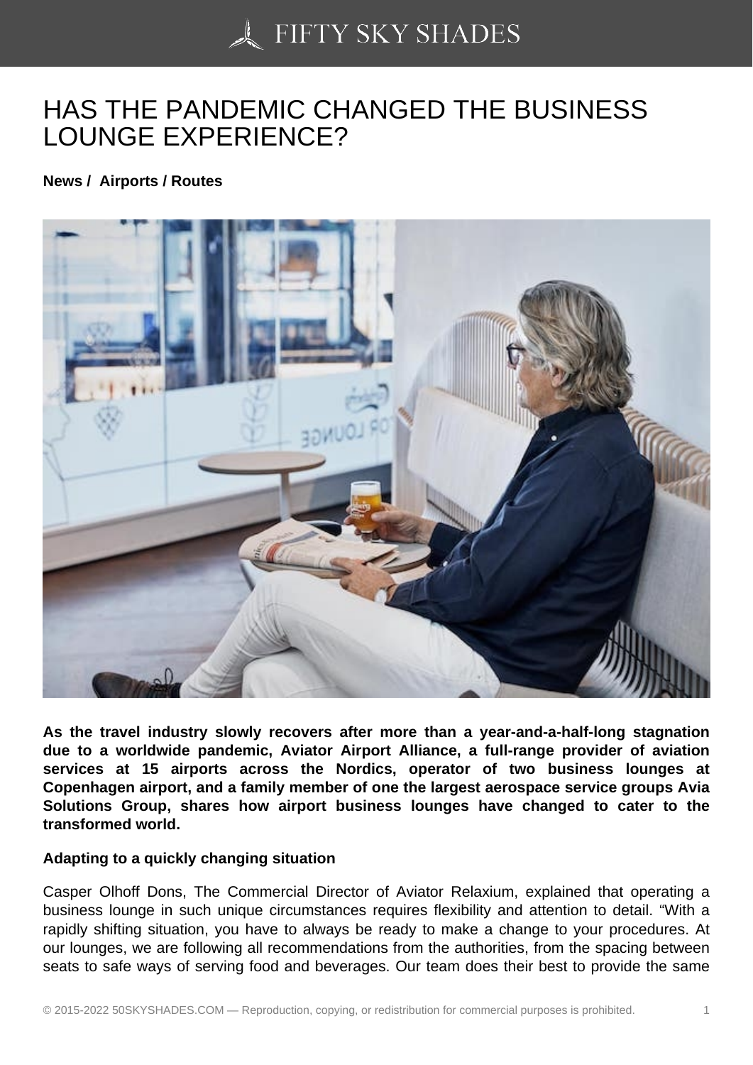# HAS THE PANDEMIC CHANGED THE BUSINESS LOUNGE EXPERIENCE?

**News / Airports / Routes**

**As the travel industry slowly recovers after more than a year-and-a-half-long stagnation due to a worldwide pandemic, Aviator Airport Alliance, a full-range provider of aviation services at 15 airports across the Nordics, operator of two business lounges at Copenhagen airport, and a family member of one the largest aerospace service groups Avia Solutions Group, shares how airport business lounges have changed to cater to the transformed world.**

**Adapting to a quickly changing situation**

Casper Olhoff Dons, The Commercial Director of Aviator Relaxium, explained that operating a business lounge in such unique circumstances requires flexibility and attention to detail. "With a rapidly shifting situation, you have to always be ready to make a change to your procedures. At our lounges, we are following all recommendations from the authorities, from the spacing between seats to safe ways of serving food and beverages. Our team does their best to provide the same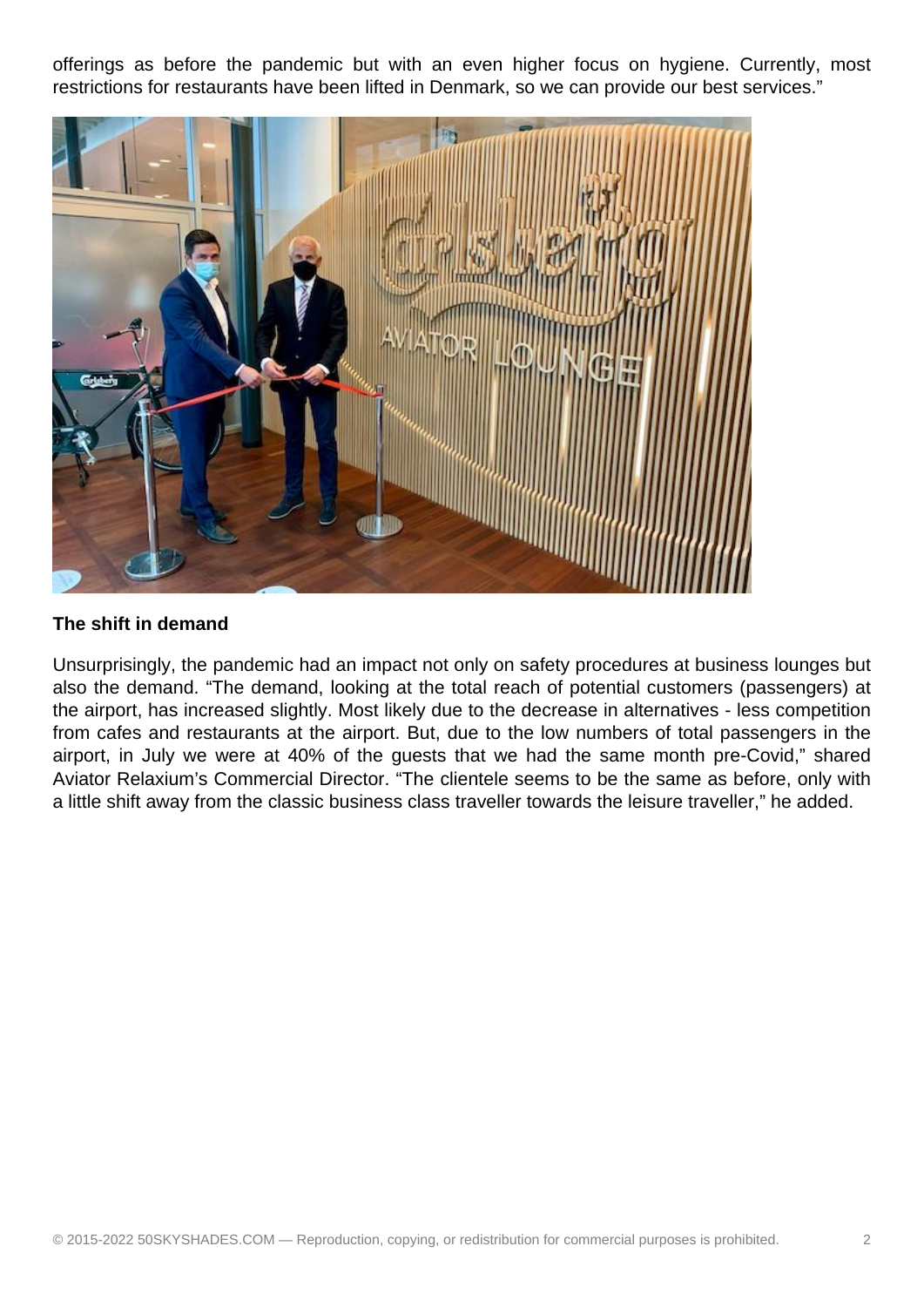offerings as before the pandemic but with an even higher focus on hygiene. Currently, most restrictions for restaurants have been lifted in Denmark, so we can provide our best services."

**The shift in demand**

Unsurprisingly, the pandemic had an impact not only on safety procedures at business lounges but also the demand. "The demand, looking at the total reach of potential customers (passengers) at the airport, has increased slightly. Most likely due to the decrease in alternatives - less competition from cafes and restaurants at the airport. But, due to the low numbers of total passengers in the airport, in July we were at 40% of the guests that we had the same month pre-Covid," shared Aviator Relaxium's Commercial Director. "The clientele seems to be the same as before, only with a little shift away from the classic business class traveller towards the leisure traveller," he added.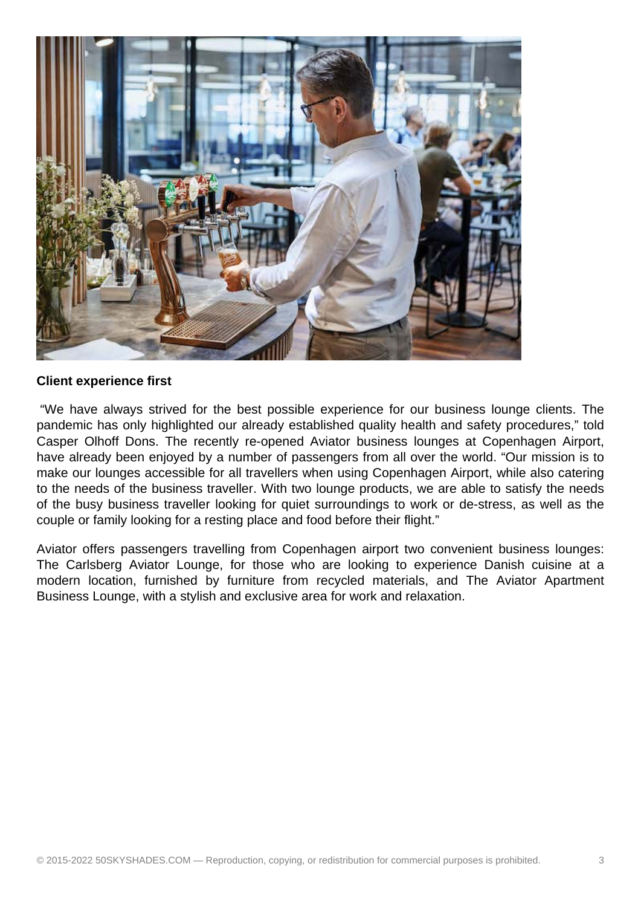**Client experience first**

"We have always strived for the best possible experience for our business lounge clients. The pandemic has only highlighted our already established quality health and safety procedures," told Casper Olhoff Dons. The recently re-opened Aviator business lounges at Copenhagen Airport, have already been enjoyed by a number of passengers from all over the world. "Our mission is to make our lounges accessible for all travellers when using Copenhagen Airport, while also catering to the needs of the business traveller. With two lounge products, we are able to satisfy the needs of the busy business traveller looking for quiet surroundings to work or de-stress, as well as the couple or family looking for a resting place and food before their flight."

Aviator offers passengers travelling from Copenhagen airport two convenient business lounges: The Carlsberg Aviator Lounge, for those who are looking to experience Danish cuisine at a modern location, furnished by furniture from recycled materials, and The Aviator Apartment Business Lounge, with a stylish and exclusive area for work and relaxation.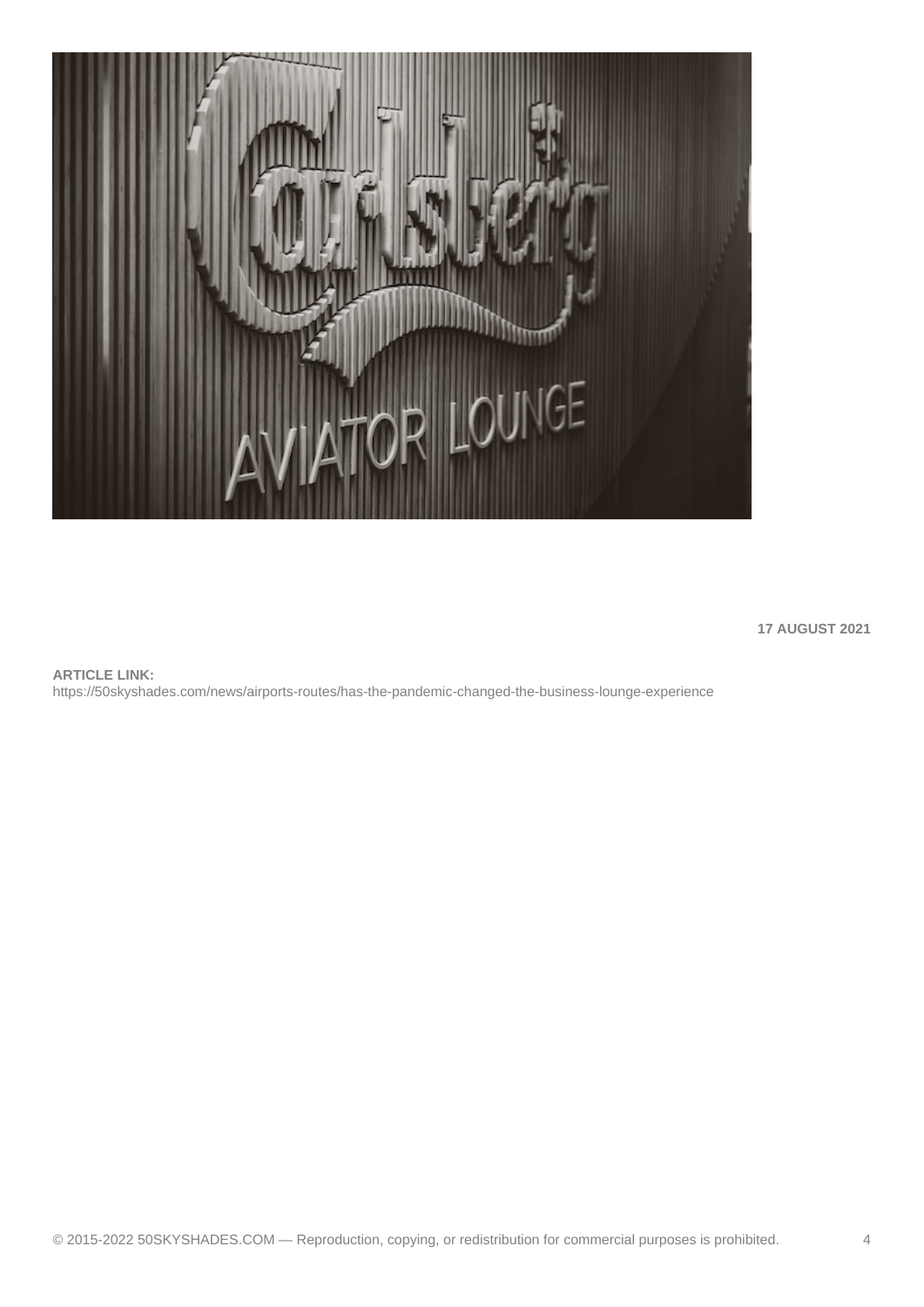17 AUGUST 2021

**ARTICLE LINK:**
https://50skyshades.com/news/airports-routes/has-the-pandemic-changed-the-business-lounge-experience